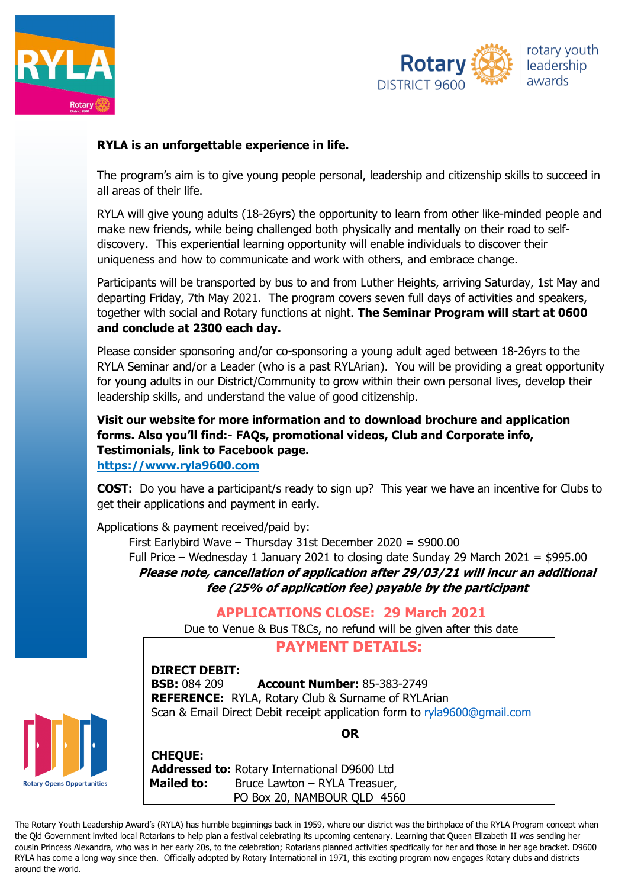**RYLA is an unforgettable experience in life.**

The program's aim is to give young people personal, leadership and citizenship skills to succeed in all areas of their life.

RYLA will give young adults (18-26yrs) the opportunity to learn from other like-minded people and make new friends, while being challenged both physically and mentally on their road to self-discovery. This experiential learning opportunity will enable individuals to discover their uniqueness and how to communicate and work with others, and embrace change.

Participants will be transported by bus to and from Luther Heights, arriving Saturday, 1st May and departing Friday, 7th May 2021. The program covers seven full days of activities and speakers, together with social and Rotary functions at night. **The Seminar Program will start at 0600 and conclude at 2300 each day.**

Please consider sponsoring and/or co-sponsoring a young adult aged between 18-26yrs to the RYLA Seminar and/or a Leader (who is a past RYLArian). You will be providing a great opportunity for young adults in our District/Community to grow within their own personal lives, develop their leadership skills, and understand the value of good citizenship.

**Visit our website for more information and to download brochure and application forms. Also you'll find:- FAQs, promotional videos, Club and Corporate info, Testimonials, link to Facebook page.**
**https://www.ryla9600.com**

**COST:** Do you have a participant/s ready to sign up? This year we have an incentive for Clubs to get their applications and payment in early.

Applications & payment received/paid by:

- First Earlybird Wave – Thursday 31st December 2020 = $900.00
- Full Price – Wednesday 1 January 2021 to closing date Sunday 29 March 2021 = $995.00

***Please note, cancellation of application after 29/03/21 will incur an additional fee (25% of application fee) payable by the participant***

## APPLICATIONS CLOSE: 29 March 2021

Due to Venue & Bus T&Cs, no refund will be given after this date

## PAYMENT DETAILS:

**DIRECT DEBIT:**
**BSB:** 084 209 **Account Number:** 85-383-2749
**REFERENCE:** RYLA, Rotary Club & Surname of RYLArian
Scan & Email Direct Debit receipt application form to ryla9600@gmail.com

**OR**

**CHEQUE:**
**Addressed to:** Rotary International D9600 Ltd
**Mailed to:** Bruce Lawton – RYLA Treasuer,
PO Box 20, NAMBOUR QLD 4560

The Rotary Youth Leadership Award's (RYLA) has humble beginnings back in 1959, where our district was the birthplace of the RYLA Program concept when the Qld Government invited local Rotarians to help plan a festival celebrating its upcoming centenary. Learning that Queen Elizabeth II was sending her cousin Princess Alexandra, who was in her early 20s, to the celebration; Rotarians planned activities specifically for her and those in her age bracket. D9600 RYLA has come a long way since then. Officially adopted by Rotary International in 1971, this exciting program now engages Rotary clubs and districts around the world.